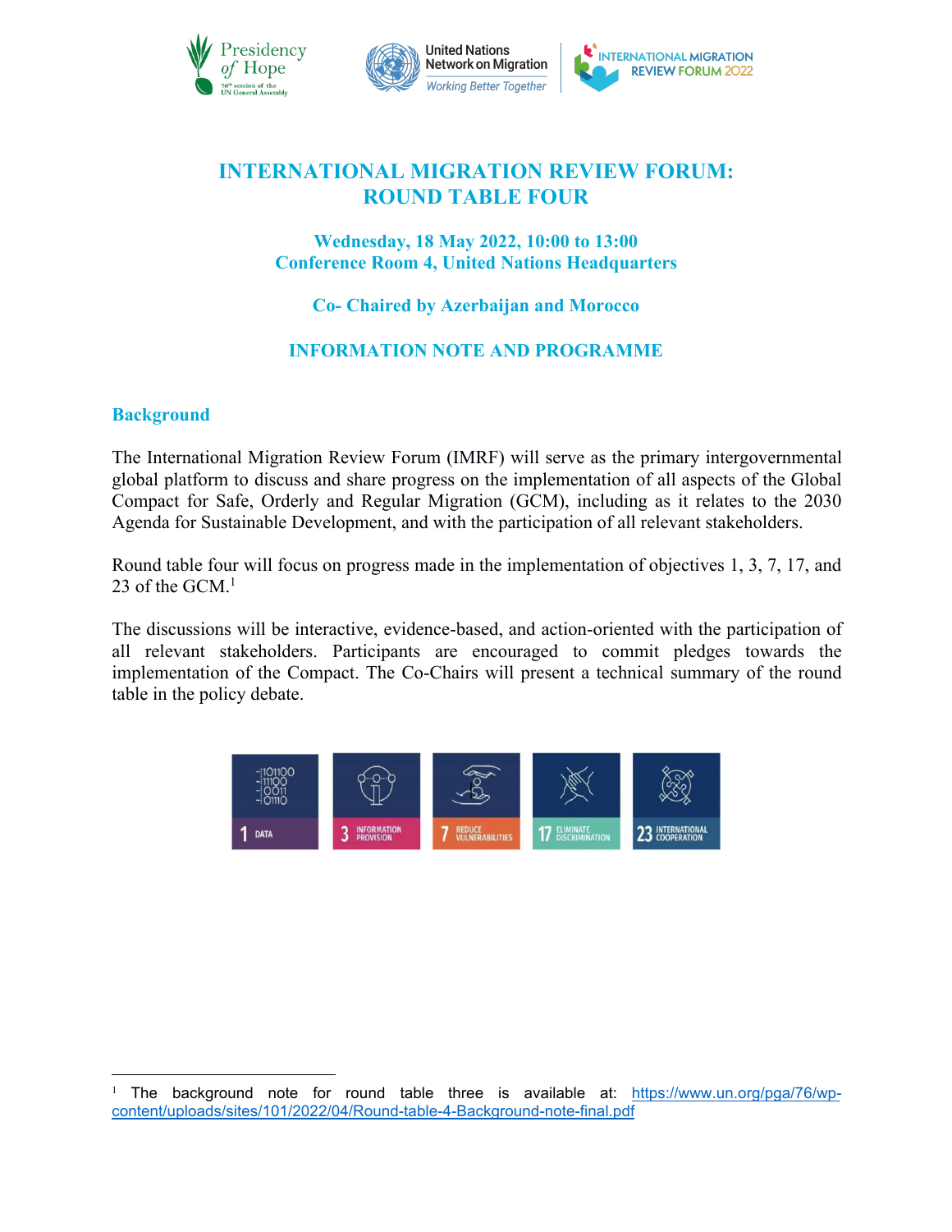# INTERNATIONAL MIGRATION REVIEW FORUM: ROUND TABLE FOUR

**Wednesday, 18 May 2022, 10:00 to 13:00**
**Conference Room 4, United Nations Headquarters**

**Co- Chaired by Azerbaijan and Morocco**

**INFORMATION NOTE AND PROGRAMME**

## Background

The International Migration Review Forum (IMRF) will serve as the primary intergovernmental global platform to discuss and share progress on the implementation of all aspects of the Global Compact for Safe, Orderly and Regular Migration (GCM), including as it relates to the 2030 Agenda for Sustainable Development, and with the participation of all relevant stakeholders.

Round table four will focus on progress made in the implementation of objectives 1, 3, 7, 17, and 23 of the GCM.[1]

The discussions will be interactive, evidence-based, and action-oriented with the participation of all relevant stakeholders. Participants are encouraged to commit pledges towards the implementation of the Compact. The Co-Chairs will present a technical summary of the round table in the policy debate.

1 DATA | 3 INFORMATION PROVISION | 7 REDUCE VULNERABILITIES | 17 ELIMINATE DISCRIMINATION | 23 INTERNATIONAL COOPERATION

---

[1] The background note for round table three is available at: https://www.un.org/pga/76/wp-content/uploads/sites/101/2022/04/Round-table-4-Background-note-final.pdf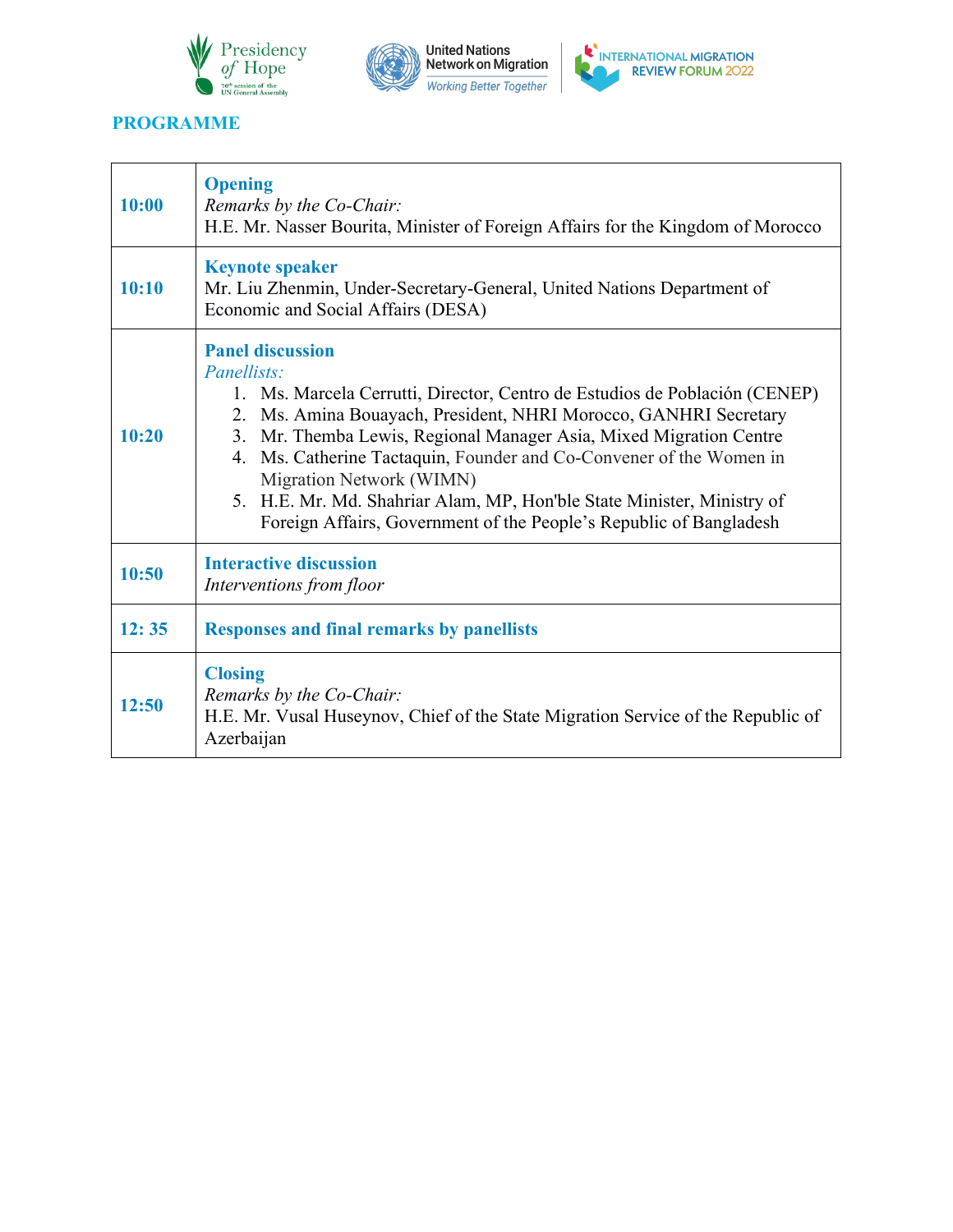## PROGRAMME

| | |
|---|---|
| **10:00** | **Opening**<br>*Remarks by the Co-Chair:*<br>H.E. Mr. Nasser Bourita, Minister of Foreign Affairs for the Kingdom of Morocco |
| **10:10** | **Keynote speaker**<br>Mr. Liu Zhenmin, Under-Secretary-General, United Nations Department of Economic and Social Affairs (DESA) |
| **10:20** | **Panel discussion**<br>*Panellists:*<br>1. Ms. Marcela Cerrutti, Director, Centro de Estudios de Población (CENEP)<br>2. Ms. Amina Bouayach, President, NHRI Morocco, GANHRI Secretary<br>3. Mr. Themba Lewis, Regional Manager Asia, Mixed Migration Centre<br>4. Ms. Catherine Tactaquin, Founder and Co-Convener of the Women in Migration Network (WIMN)<br>5. H.E. Mr. Md. Shahriar Alam, MP, Hon'ble State Minister, Ministry of Foreign Affairs, Government of the People's Republic of Bangladesh |
| **10:50** | **Interactive discussion**<br>*Interventions from floor* |
| **12: 35** | **Responses and final remarks by panellists** |
| **12:50** | **Closing**<br>*Remarks by the Co-Chair:*<br>H.E. Mr. Vusal Huseynov, Chief of the State Migration Service of the Republic of Azerbaijan |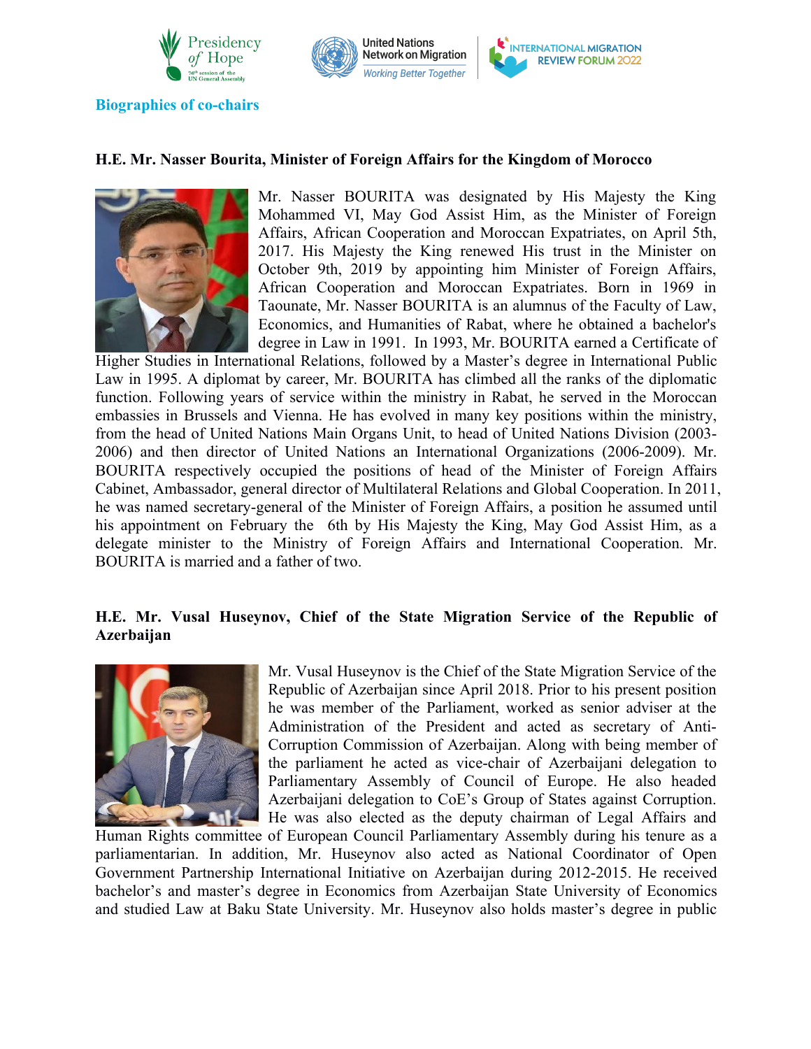## Biographies of co-chairs

### H.E. Mr. Nasser Bourita, Minister of Foreign Affairs for the Kingdom of Morocco

Mr. Nasser BOURITA was designated by His Majesty the King Mohammed VI, May God Assist Him, as the Minister of Foreign Affairs, African Cooperation and Moroccan Expatriates, on April 5th, 2017. His Majesty the King renewed His trust in the Minister on October 9th, 2019 by appointing him Minister of Foreign Affairs, African Cooperation and Moroccan Expatriates. Born in 1969 in Taounate, Mr. Nasser BOURITA is an alumnus of the Faculty of Law, Economics, and Humanities of Rabat, where he obtained a bachelor's degree in Law in 1991. In 1993, Mr. BOURITA earned a Certificate of Higher Studies in International Relations, followed by a Master's degree in International Public Law in 1995. A diplomat by career, Mr. BOURITA has climbed all the ranks of the diplomatic function. Following years of service within the ministry in Rabat, he served in the Moroccan embassies in Brussels and Vienna. He has evolved in many key positions within the ministry, from the head of United Nations Main Organs Unit, to head of United Nations Division (2003-2006) and then director of United Nations an International Organizations (2006-2009). Mr. BOURITA respectively occupied the positions of head of the Minister of Foreign Affairs Cabinet, Ambassador, general director of Multilateral Relations and Global Cooperation. In 2011, he was named secretary-general of the Minister of Foreign Affairs, a position he assumed until his appointment on February the 6th by His Majesty the King, May God Assist Him, as a delegate minister to the Ministry of Foreign Affairs and International Cooperation. Mr. BOURITA is married and a father of two.

### H.E. Mr. Vusal Huseynov, Chief of the State Migration Service of the Republic of Azerbaijan

Mr. Vusal Huseynov is the Chief of the State Migration Service of the Republic of Azerbaijan since April 2018. Prior to his present position he was member of the Parliament, worked as senior adviser at the Administration of the President and acted as secretary of Anti-Corruption Commission of Azerbaijan. Along with being member of the parliament he acted as vice-chair of Azerbaijani delegation to Parliamentary Assembly of Council of Europe. He also headed Azerbaijani delegation to CoE's Group of States against Corruption. He was also elected as the deputy chairman of Legal Affairs and Human Rights committee of European Council Parliamentary Assembly during his tenure as a parliamentarian. In addition, Mr. Huseynov also acted as National Coordinator of Open Government Partnership International Initiative on Azerbaijan during 2012-2015. He received bachelor's and master's degree in Economics from Azerbaijan State University of Economics and studied Law at Baku State University. Mr. Huseynov also holds master's degree in public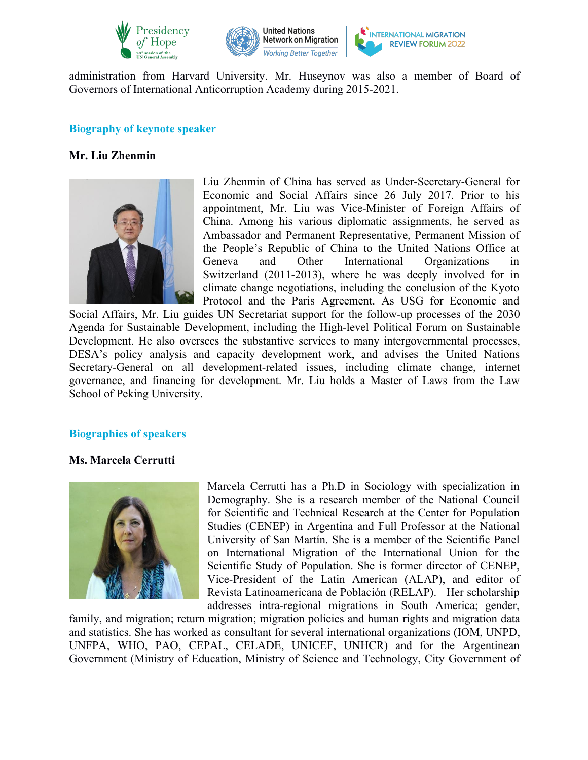administration from Harvard University. Mr. Huseynov was also a member of Board of Governors of International Anticorruption Academy during 2015-2021.

## Biography of keynote speaker

**Mr. Liu Zhenmin**

Liu Zhenmin of China has served as Under-Secretary-General for Economic and Social Affairs since 26 July 2017. Prior to his appointment, Mr. Liu was Vice-Minister of Foreign Affairs of China. Among his various diplomatic assignments, he served as Ambassador and Permanent Representative, Permanent Mission of the People's Republic of China to the United Nations Office at Geneva and Other International Organizations in Switzerland (2011-2013), where he was deeply involved for in climate change negotiations, including the conclusion of the Kyoto Protocol and the Paris Agreement. As USG for Economic and Social Affairs, Mr. Liu guides UN Secretariat support for the follow-up processes of the 2030 Agenda for Sustainable Development, including the High-level Political Forum on Sustainable Development. He also oversees the substantive services to many intergovernmental processes, DESA's policy analysis and capacity development work, and advises the United Nations Secretary-General on all development-related issues, including climate change, internet governance, and financing for development. Mr. Liu holds a Master of Laws from the Law School of Peking University.

## Biographies of speakers

**Ms. Marcela Cerrutti**

Marcela Cerrutti has a Ph.D in Sociology with specialization in Demography. She is a research member of the National Council for Scientific and Technical Research at the Center for Population Studies (CENEP) in Argentina and Full Professor at the National University of San Martín. She is a member of the Scientific Panel on International Migration of the International Union for the Scientific Study of Population. She is former director of CENEP, Vice-President of the Latin American (ALAP), and editor of Revista Latinoamericana de Población (RELAP). Her scholarship addresses intra-regional migrations in South America; gender, family, and migration; return migration; migration policies and human rights and migration data and statistics. She has worked as consultant for several international organizations (IOM, UNPD, UNFPA, WHO, PAO, CEPAL, CELADE, UNICEF, UNHCR) and for the Argentinean Government (Ministry of Education, Ministry of Science and Technology, City Government of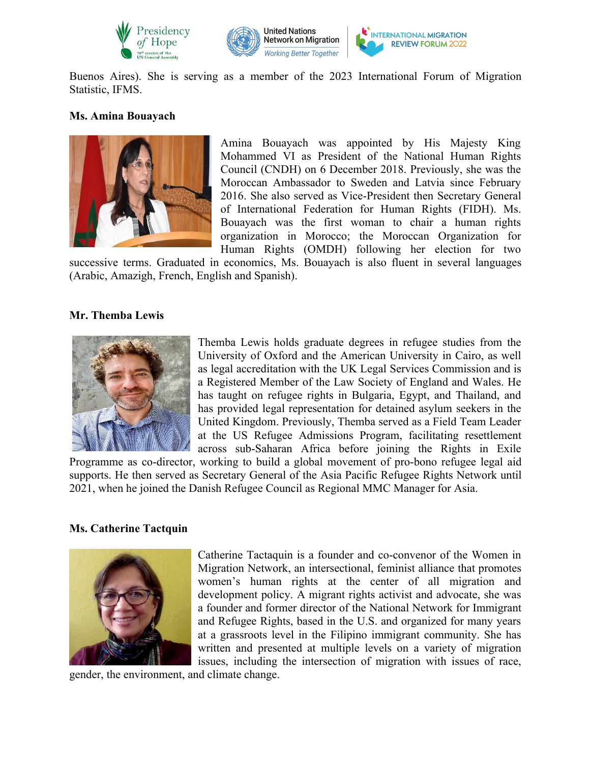Buenos Aires). She is serving as a member of the 2023 International Forum of Migration Statistic, IFMS.

**Ms. Amina Bouayach**

Amina Bouayach was appointed by His Majesty King Mohammed VI as President of the National Human Rights Council (CNDH) on 6 December 2018. Previously, she was the Moroccan Ambassador to Sweden and Latvia since February 2016. She also served as Vice-President then Secretary General of International Federation for Human Rights (FIDH). Ms. Bouayach was the first woman to chair a human rights organization in Morocco; the Moroccan Organization for Human Rights (OMDH) following her election for two successive terms. Graduated in economics, Ms. Bouayach is also fluent in several languages (Arabic, Amazigh, French, English and Spanish).

**Mr. Themba Lewis**

Themba Lewis holds graduate degrees in refugee studies from the University of Oxford and the American University in Cairo, as well as legal accreditation with the UK Legal Services Commission and is a Registered Member of the Law Society of England and Wales. He has taught on refugee rights in Bulgaria, Egypt, and Thailand, and has provided legal representation for detained asylum seekers in the United Kingdom. Previously, Themba served as a Field Team Leader at the US Refugee Admissions Program, facilitating resettlement across sub-Saharan Africa before joining the Rights in Exile Programme as co-director, working to build a global movement of pro-bono refugee legal aid supports. He then served as Secretary General of the Asia Pacific Refugee Rights Network until 2021, when he joined the Danish Refugee Council as Regional MMC Manager for Asia.

**Ms. Catherine Tactquin**

Catherine Tactaquin is a founder and co-convenor of the Women in Migration Network, an intersectional, feminist alliance that promotes women's human rights at the center of all migration and development policy. A migrant rights activist and advocate, she was a founder and former director of the National Network for Immigrant and Refugee Rights, based in the U.S. and organized for many years at a grassroots level in the Filipino immigrant community. She has written and presented at multiple levels on a variety of migration issues, including the intersection of migration with issues of race, gender, the environment, and climate change.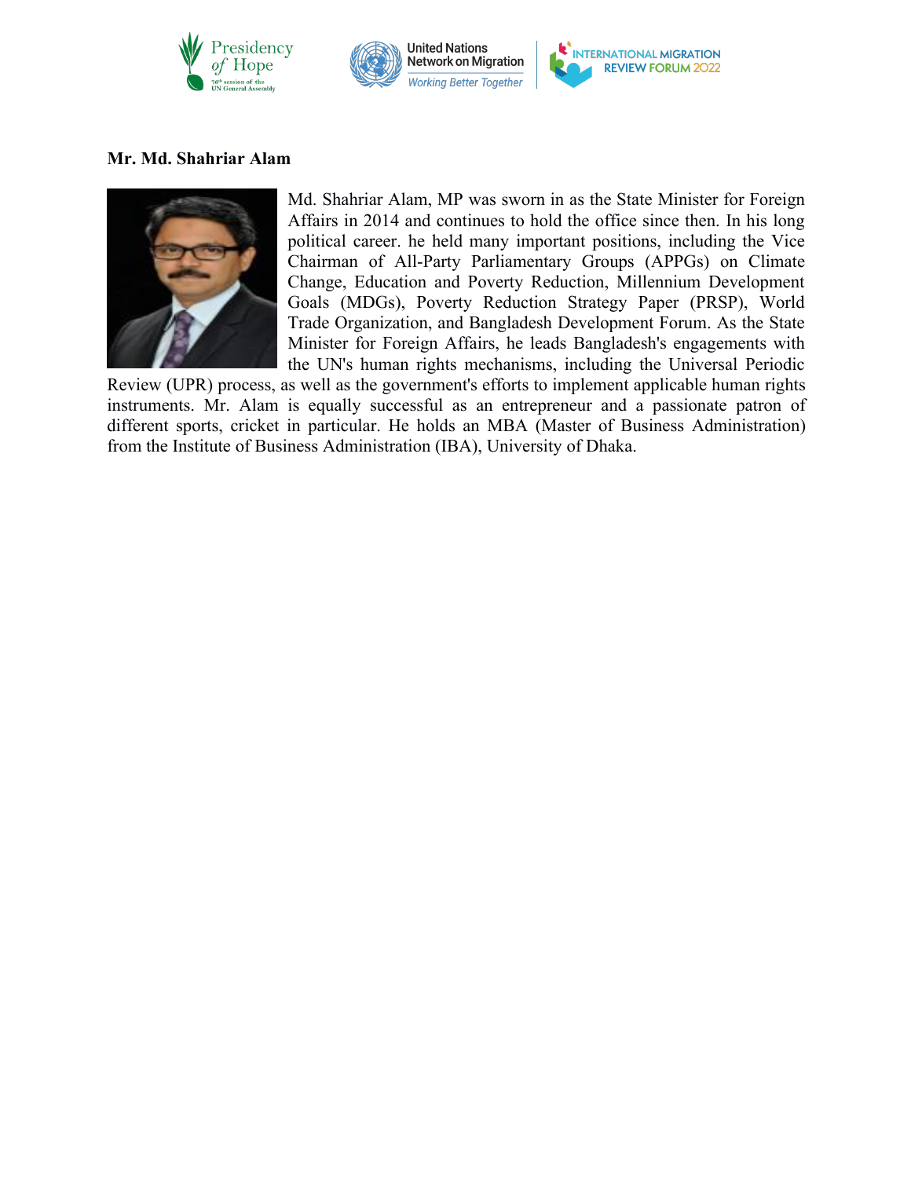**Mr. Md. Shahriar Alam**

Md. Shahriar Alam, MP was sworn in as the State Minister for Foreign Affairs in 2014 and continues to hold the office since then. In his long political career. he held many important positions, including the Vice Chairman of All-Party Parliamentary Groups (APPGs) on Climate Change, Education and Poverty Reduction, Millennium Development Goals (MDGs), Poverty Reduction Strategy Paper (PRSP), World Trade Organization, and Bangladesh Development Forum. As the State Minister for Foreign Affairs, he leads Bangladesh's engagements with the UN's human rights mechanisms, including the Universal Periodic Review (UPR) process, as well as the government's efforts to implement applicable human rights instruments. Mr. Alam is equally successful as an entrepreneur and a passionate patron of different sports, cricket in particular. He holds an MBA (Master of Business Administration) from the Institute of Business Administration (IBA), University of Dhaka.